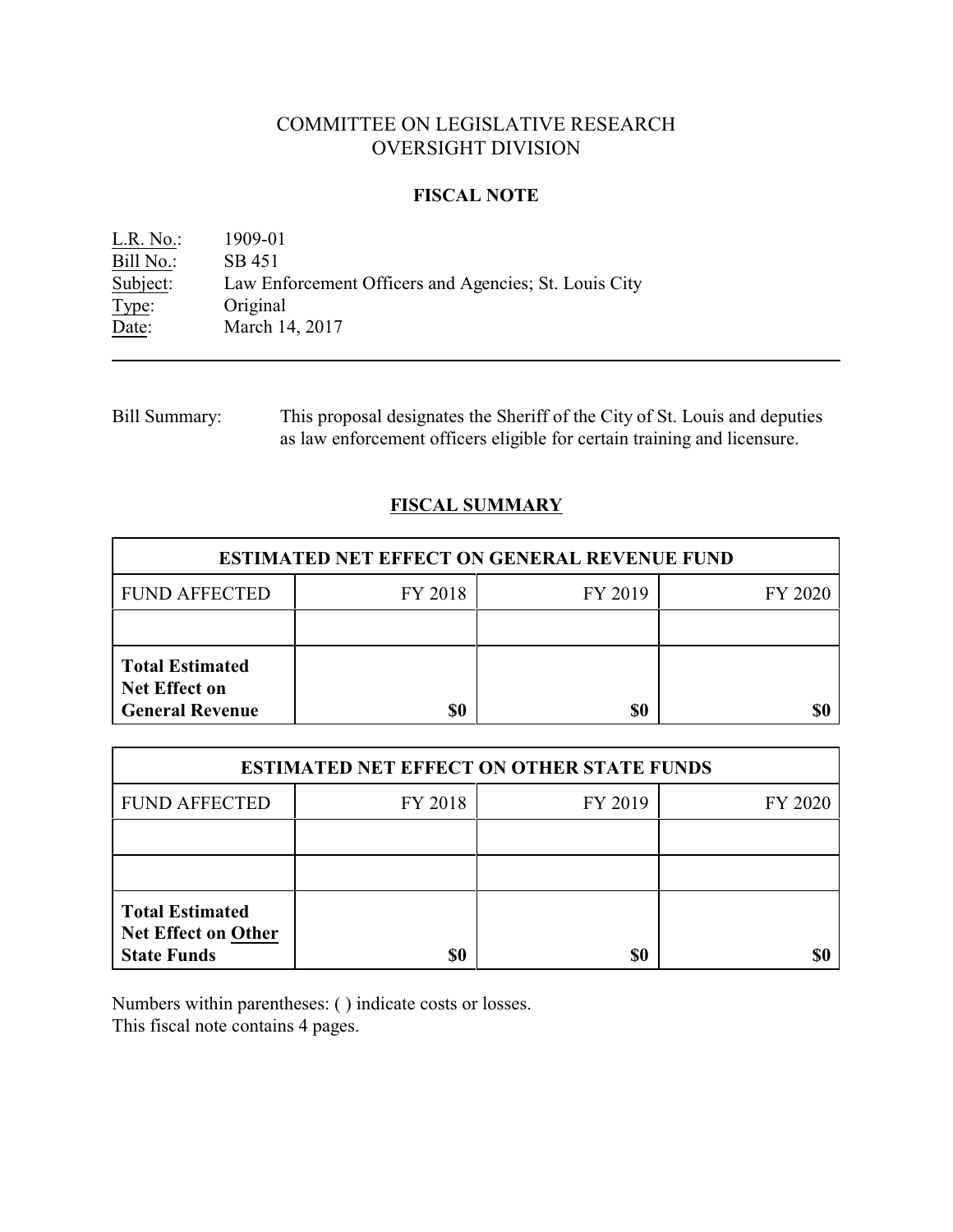# COMMITTEE ON LEGISLATIVE RESEARCH
# OVERSIGHT DIVISION

## FISCAL NOTE

L.R. No.: 1909-01
Bill No.: SB 451
Subject: Law Enforcement Officers and Agencies; St. Louis City
Type: Original
Date: March 14, 2017

---

Bill Summary: This proposal designates the Sheriff of the City of St. Louis and deputies as law enforcement officers eligible for certain training and licensure.

## FISCAL SUMMARY

| ESTIMATED NET EFFECT ON GENERAL REVENUE FUND | | | |
|---|---|---|---|
| FUND AFFECTED | FY 2018 | FY 2019 | FY 2020 |
| | | | |
| **Total Estimated Net Effect on General Revenue** | **$0** | **$0** | **$0** |

| ESTIMATED NET EFFECT ON OTHER STATE FUNDS | | | |
|---|---|---|---|
| FUND AFFECTED | FY 2018 | FY 2019 | FY 2020 |
| | | | |
| | | | |
| **Total Estimated Net Effect on Other State Funds** | **$0** | **$0** | **$0** |

Numbers within parentheses: ( ) indicate costs or losses.
This fiscal note contains 4 pages.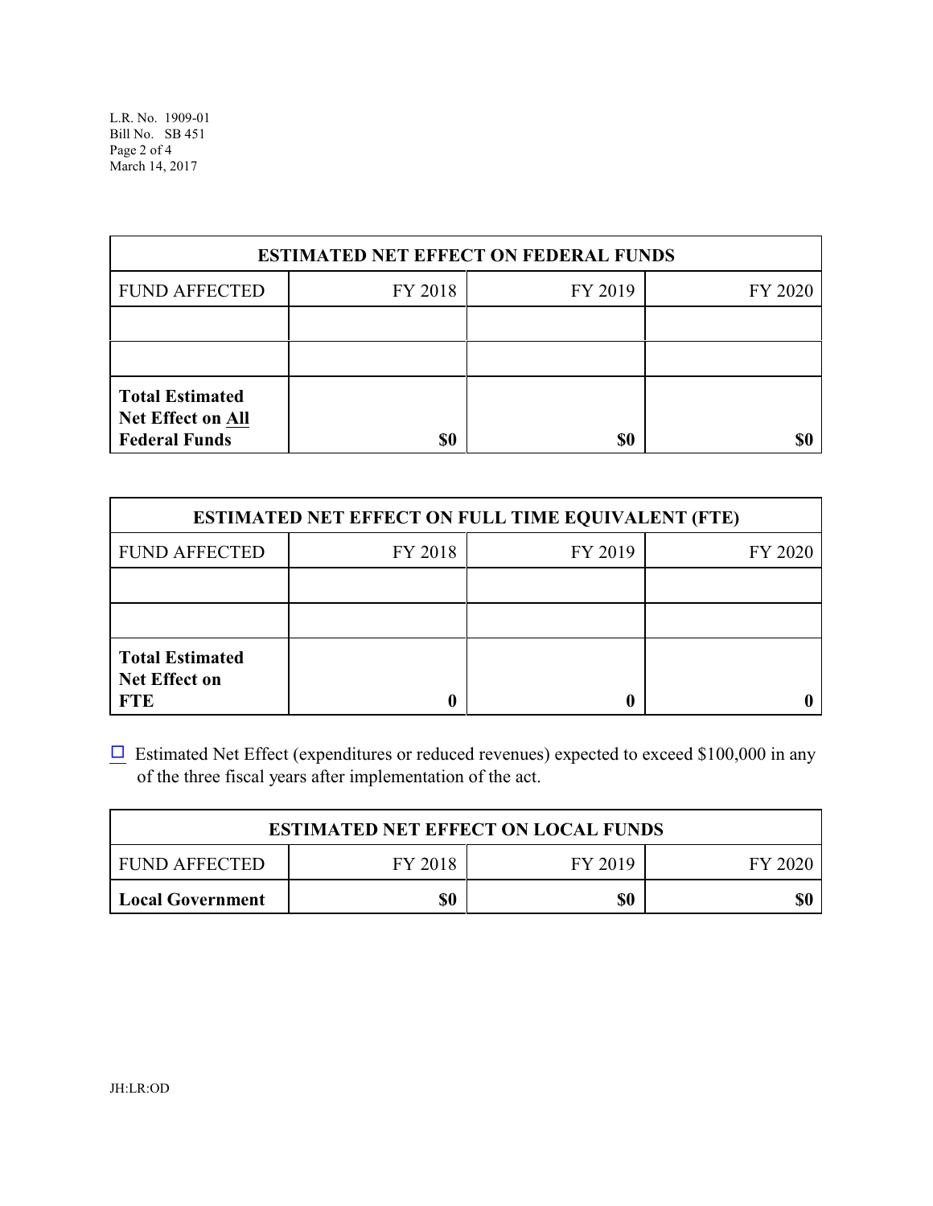| ESTIMATED NET EFFECT ON FEDERAL FUNDS | | | |
|---|---|---|---|
| FUND AFFECTED | FY 2018 | FY 2019 | FY 2020 |
| | | | |
| | | | |
| **Total Estimated Net Effect on All Federal Funds** | **$0** | **$0** | **$0** |

| ESTIMATED NET EFFECT ON FULL TIME EQUIVALENT (FTE) | | | |
|---|---|---|---|
| FUND AFFECTED | FY 2018 | FY 2019 | FY 2020 |
| | | | |
| | | | |
| **Total Estimated Net Effect on FTE** | **0** | **0** | **0** |

☐ Estimated Net Effect (expenditures or reduced revenues) expected to exceed $100,000 in any of the three fiscal years after implementation of the act.

| ESTIMATED NET EFFECT ON LOCAL FUNDS | | | |
|---|---|---|---|
| FUND AFFECTED | FY 2018 | FY 2019 | FY 2020 |
| **Local Government** | **$0** | **$0** | **$0** |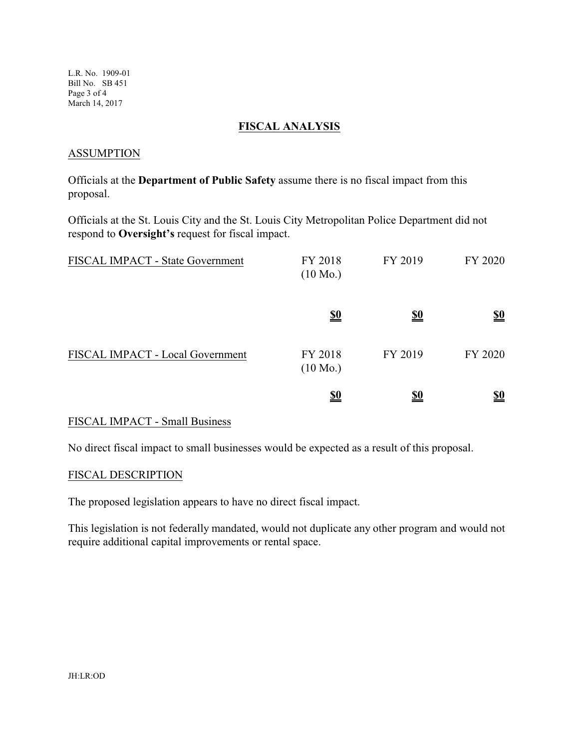## FISCAL ANALYSIS

### ASSUMPTION

Officials at the **Department of Public Safety** assume there is no fiscal impact from this proposal.

Officials at the St. Louis City and the St. Louis City Metropolitan Police Department did not respond to **Oversight's** request for fiscal impact.

| FISCAL IMPACT - State Government | FY 2018 (10 Mo.) | FY 2019 | FY 2020 |
|---|---|---|---|
| | **$0** | **$0** | **$0** |

| FISCAL IMPACT - Local Government | FY 2018 (10 Mo.) | FY 2019 | FY 2020 |
|---|---|---|---|
| | **$0** | **$0** | **$0** |

### FISCAL IMPACT - Small Business

No direct fiscal impact to small businesses would be expected as a result of this proposal.

### FISCAL DESCRIPTION

The proposed legislation appears to have no direct fiscal impact.

This legislation is not federally mandated, would not duplicate any other program and would not require additional capital improvements or rental space.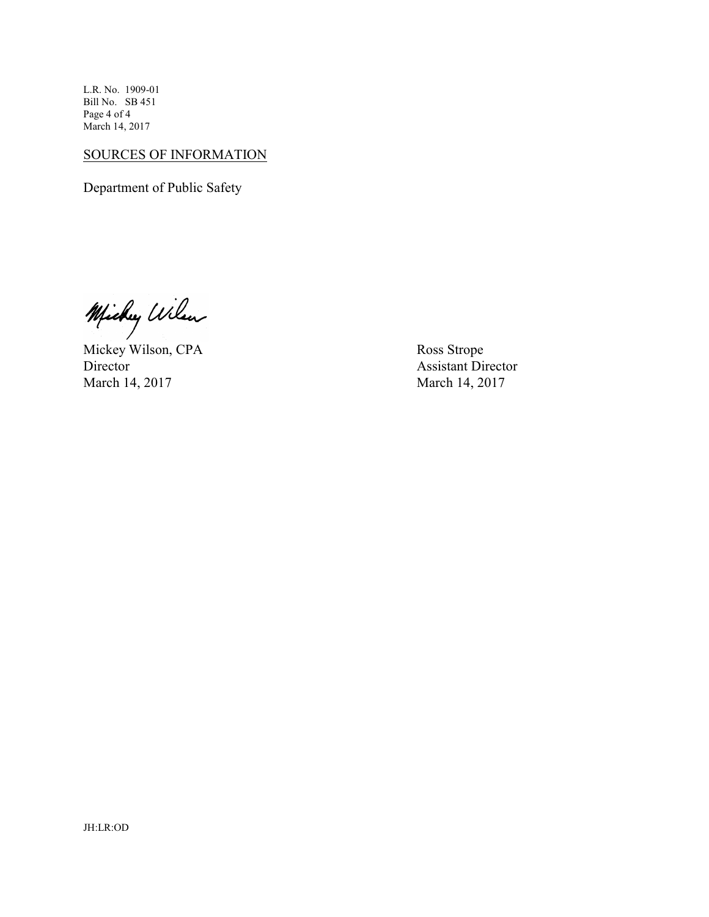## SOURCES OF INFORMATION

Department of Public Safety

| | |
|---|---|
| Mickey Wilson, CPA | Ross Strope |
| Director | Assistant Director |
| March 14, 2017 | March 14, 2017 |

JH:LR:OD